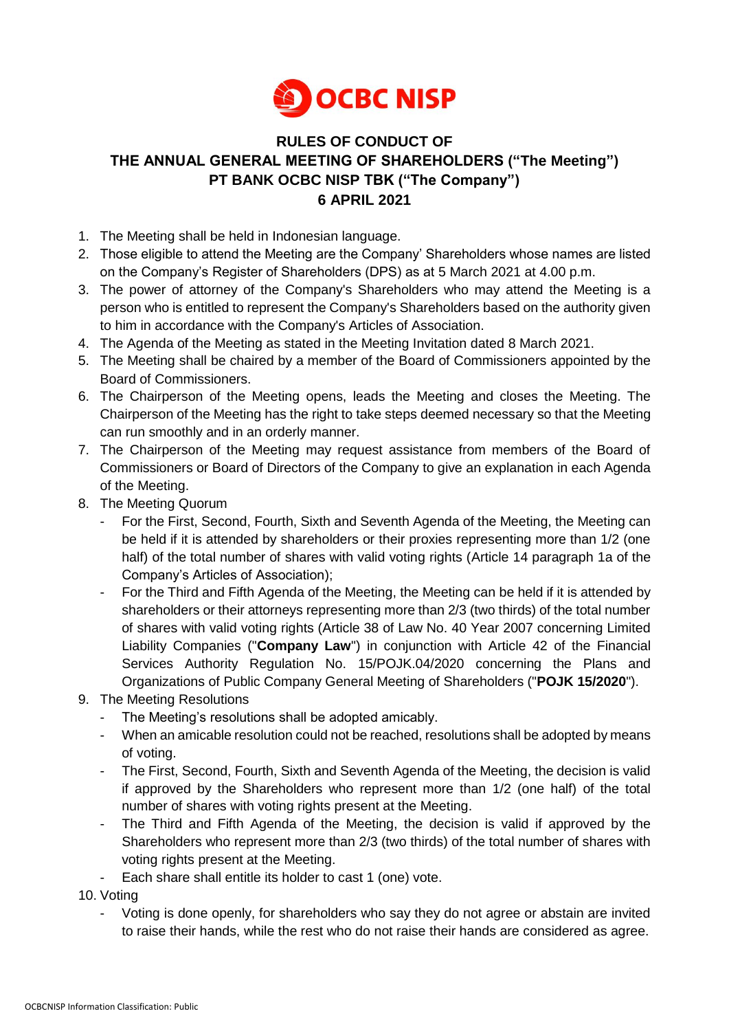# RULES OF CONDUCT OF THE ANNUAL GENERAL MEETING OF SHAREHOLDERS ("The Meeting") PT BANK OCBC NISP TBK ("The Company") 6 APRIL 2021

1. The Meeting shall be held in Indonesian language.
2. Those eligible to attend the Meeting are the Company' Shareholders whose names are listed on the Company's Register of Shareholders (DPS) as at 5 March 2021 at 4.00 p.m.
3. The power of attorney of the Company's Shareholders who may attend the Meeting is a person who is entitled to represent the Company's Shareholders based on the authority given to him in accordance with the Company's Articles of Association.
4. The Agenda of the Meeting as stated in the Meeting Invitation dated 8 March 2021.
5. The Meeting shall be chaired by a member of the Board of Commissioners appointed by the Board of Commissioners.
6. The Chairperson of the Meeting opens, leads the Meeting and closes the Meeting. The Chairperson of the Meeting has the right to take steps deemed necessary so that the Meeting can run smoothly and in an orderly manner.
7. The Chairperson of the Meeting may request assistance from members of the Board of Commissioners or Board of Directors of the Company to give an explanation in each Agenda of the Meeting.
8. The Meeting Quorum
   - For the First, Second, Fourth, Sixth and Seventh Agenda of the Meeting, the Meeting can be held if it is attended by shareholders or their proxies representing more than 1/2 (one half) of the total number of shares with valid voting rights (Article 14 paragraph 1a of the Company's Articles of Association);
   - For the Third and Fifth Agenda of the Meeting, the Meeting can be held if it is attended by shareholders or their attorneys representing more than 2/3 (two thirds) of the total number of shares with valid voting rights (Article 38 of Law No. 40 Year 2007 concerning Limited Liability Companies ("**Company Law**") in conjunction with Article 42 of the Financial Services Authority Regulation No. 15/POJK.04/2020 concerning the Plans and Organizations of Public Company General Meeting of Shareholders ("**POJK 15/2020**").
9. The Meeting Resolutions
   - The Meeting's resolutions shall be adopted amicably.
   - When an amicable resolution could not be reached, resolutions shall be adopted by means of voting.
   - The First, Second, Fourth, Sixth and Seventh Agenda of the Meeting, the decision is valid if approved by the Shareholders who represent more than 1/2 (one half) of the total number of shares with voting rights present at the Meeting.
   - The Third and Fifth Agenda of the Meeting, the decision is valid if approved by the Shareholders who represent more than 2/3 (two thirds) of the total number of shares with voting rights present at the Meeting.
   - Each share shall entitle its holder to cast 1 (one) vote.
10. Voting
    - Voting is done openly, for shareholders who say they do not agree or abstain are invited to raise their hands, while the rest who do not raise their hands are considered as agree.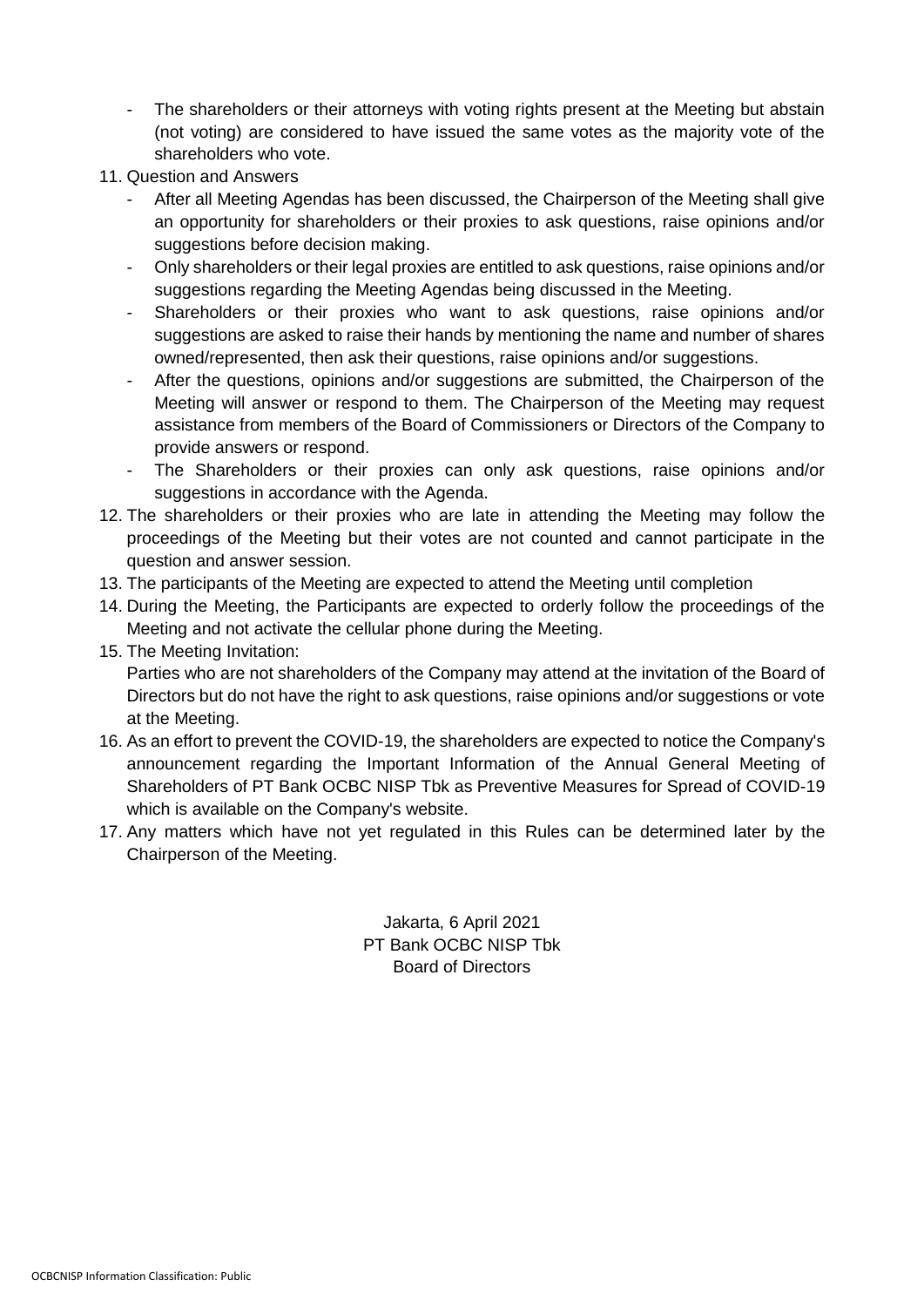- The shareholders or their attorneys with voting rights present at the Meeting but abstain (not voting) are considered to have issued the same votes as the majority vote of the shareholders who vote.

11. Question and Answers
    - After all Meeting Agendas has been discussed, the Chairperson of the Meeting shall give an opportunity for shareholders or their proxies to ask questions, raise opinions and/or suggestions before decision making.
    - Only shareholders or their legal proxies are entitled to ask questions, raise opinions and/or suggestions regarding the Meeting Agendas being discussed in the Meeting.
    - Shareholders or their proxies who want to ask questions, raise opinions and/or suggestions are asked to raise their hands by mentioning the name and number of shares owned/represented, then ask their questions, raise opinions and/or suggestions.
    - After the questions, opinions and/or suggestions are submitted, the Chairperson of the Meeting will answer or respond to them. The Chairperson of the Meeting may request assistance from members of the Board of Commissioners or Directors of the Company to provide answers or respond.
    - The Shareholders or their proxies can only ask questions, raise opinions and/or suggestions in accordance with the Agenda.
12. The shareholders or their proxies who are late in attending the Meeting may follow the proceedings of the Meeting but their votes are not counted and cannot participate in the question and answer session.
13. The participants of the Meeting are expected to attend the Meeting until completion
14. During the Meeting, the Participants are expected to orderly follow the proceedings of the Meeting and not activate the cellular phone during the Meeting.
15. The Meeting Invitation:
    Parties who are not shareholders of the Company may attend at the invitation of the Board of Directors but do not have the right to ask questions, raise opinions and/or suggestions or vote at the Meeting.
16. As an effort to prevent the COVID-19, the shareholders are expected to notice the Company's announcement regarding the Important Information of the Annual General Meeting of Shareholders of PT Bank OCBC NISP Tbk as Preventive Measures for Spread of COVID-19 which is available on the Company's website.
17. Any matters which have not yet regulated in this Rules can be determined later by the Chairperson of the Meeting.

Jakarta, 6 April 2021
PT Bank OCBC NISP Tbk
Board of Directors

OCBCNISP Information Classification: Public